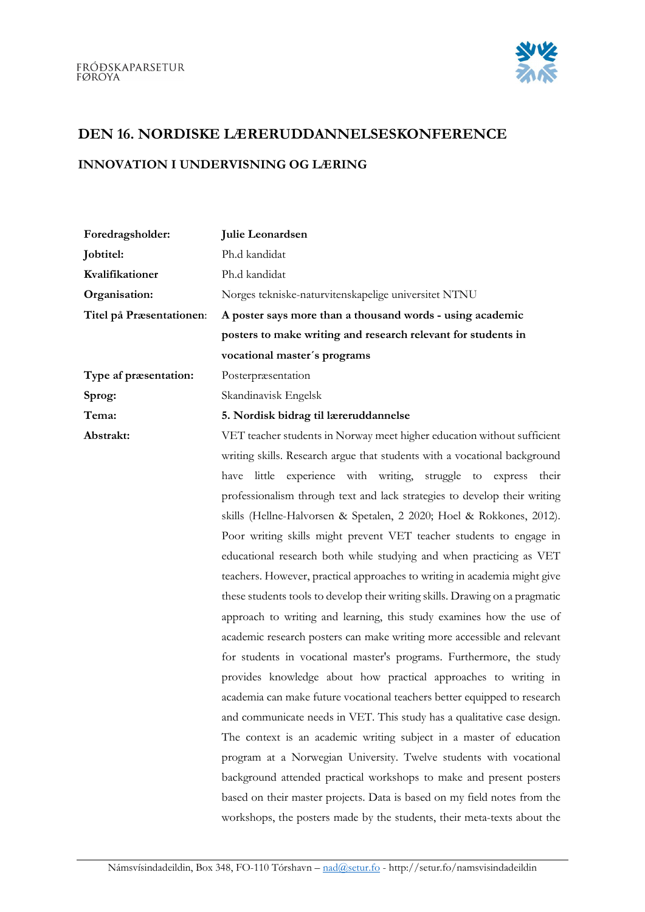FRÓÐSKAPARSETUR FØROYA

# DEN 16. NORDISKE LÆRERUDDANNELSESKONFERENCE

## INNOVATION I UNDERVISNING OG LÆRING

| | |
|---|---|
| **Foredragsholder:** | **Julie Leonardsen** |
| **Jobtitel:** | Ph.d kandidat |
| **Kvalifikationer** | Ph.d kandidat |
| **Organisation:** | Norges tekniske-naturvitenskapelige universitet NTNU |
| **Titel på Præsentationen:** | **A poster says more than a thousand words - using academic posters to make writing and research relevant for students in vocational master´s programs** |
| **Type af præsentation:** | Posterpræsentation |
| **Sprog:** | Skandinavisk Engelsk |
| **Tema:** | **5. Nordisk bidrag til læreruddannelse** |
| **Abstrakt:** | VET teacher students in Norway meet higher education without sufficient writing skills. Research argue that students with a vocational background have little experience with writing, struggle to express their professionalism through text and lack strategies to develop their writing skills (Hellne-Halvorsen & Spetalen, 2 2020; Hoel & Rokkones, 2012). Poor writing skills might prevent VET teacher students to engage in educational research both while studying and when practicing as VET teachers. However, practical approaches to writing in academia might give these students tools to develop their writing skills. Drawing on a pragmatic approach to writing and learning, this study examines how the use of academic research posters can make writing more accessible and relevant for students in vocational master's programs. Furthermore, the study provides knowledge about how practical approaches to writing in academia can make future vocational teachers better equipped to research and communicate needs in VET. This study has a qualitative case design. The context is an academic writing subject in a master of education program at a Norwegian University. Twelve students with vocational background attended practical workshops to make and present posters based on their master projects. Data is based on my field notes from the workshops, the posters made by the students, their meta-texts about the |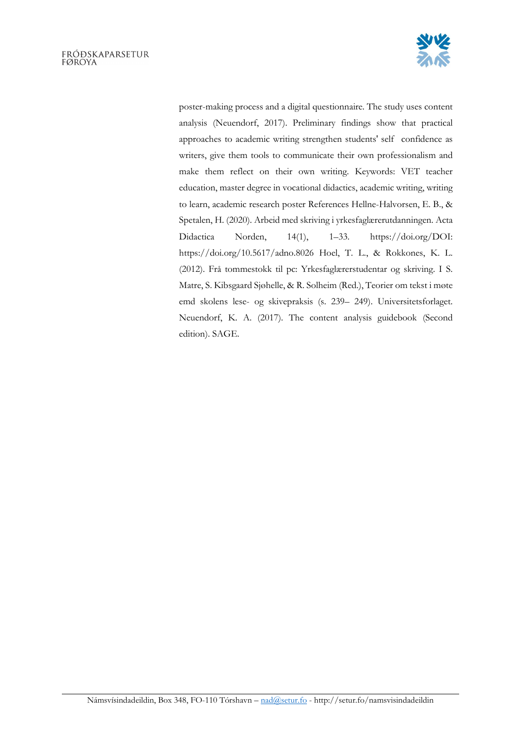poster-making process and a digital questionnaire. The study uses content analysis (Neuendorf, 2017). Preliminary findings show that practical approaches to academic writing strengthen students' self confidence as writers, give them tools to communicate their own professionalism and make them reflect on their own writing. Keywords: VET teacher education, master degree in vocational didactics, academic writing, writing to learn, academic research poster References Hellne-Halvorsen, E. B., & Spetalen, H. (2020). Arbeid med skriving i yrkesfaglærerutdanningen. Acta Didactica Norden, 14(1), 1–33. https://doi.org/DOI: https://doi.org/10.5617/adno.8026 Hoel, T. L., & Rokkones, K. L. (2012). Frå tommestokk til pc: Yrkesfaglærerstudentar og skriving. I S. Matre, S. Kibsgaard Sjøhelle, & R. Solheim (Red.), Teorier om tekst i møte emd skolens lese- og skivepraksis (s. 239– 249). Universitetsforlaget. Neuendorf, K. A. (2017). The content analysis guidebook (Second edition). SAGE.